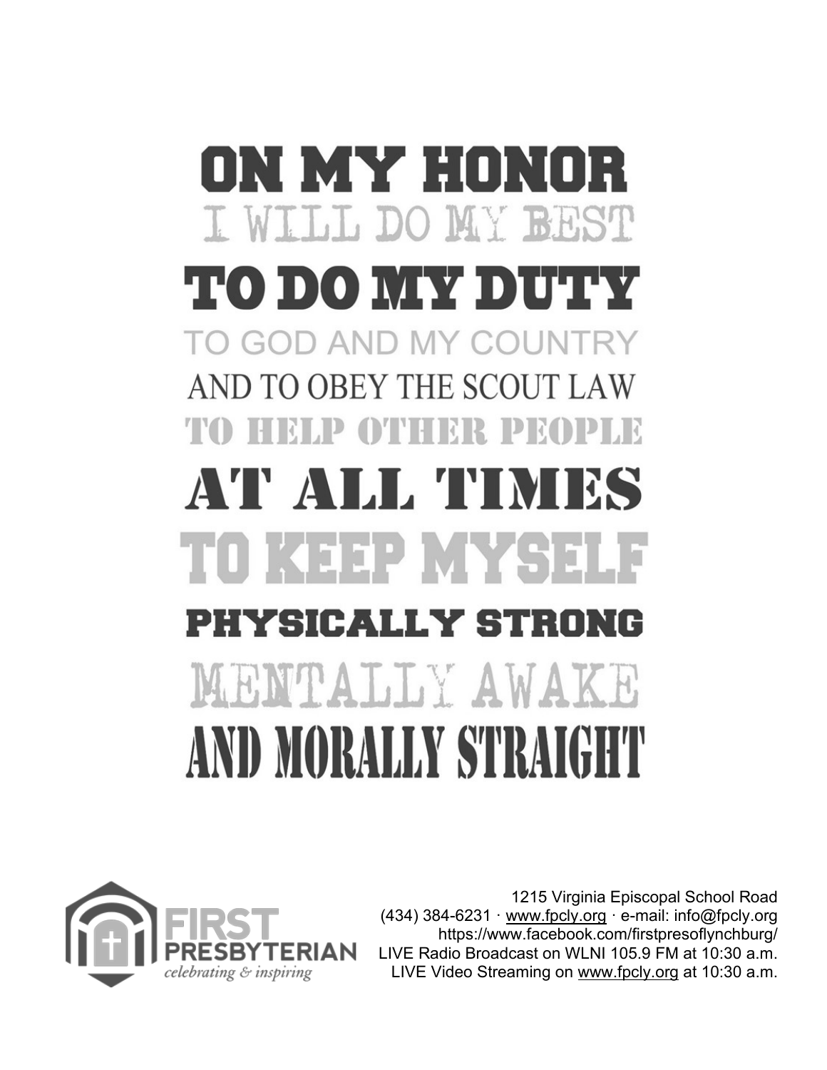# ON MY HONOR

I WILL DO MY BEST

TO DO MY DUTY

TO GOD AND MY COUNTRY

AND TO OBEY THE SCOUT LAW

TO HELP OTHER PEOPLE

AT ALL TIMES

TO KEEP MYSELF

PHYSICALLY STRONG

MENTALLY AWAKE

AND MORALLY STRAIGHT

FIRST PRESBYTERIAN
*celebrating & inspiring*

1215 Virginia Episcopal School Road
(434) 384-6231 · www.fpcly.org · e-mail: info@fpcly.org
https://www.facebook.com/firstpresoflynchburg/
LIVE Radio Broadcast on WLNI 105.9 FM at 10:30 a.m.
LIVE Video Streaming on www.fpcly.org at 10:30 a.m.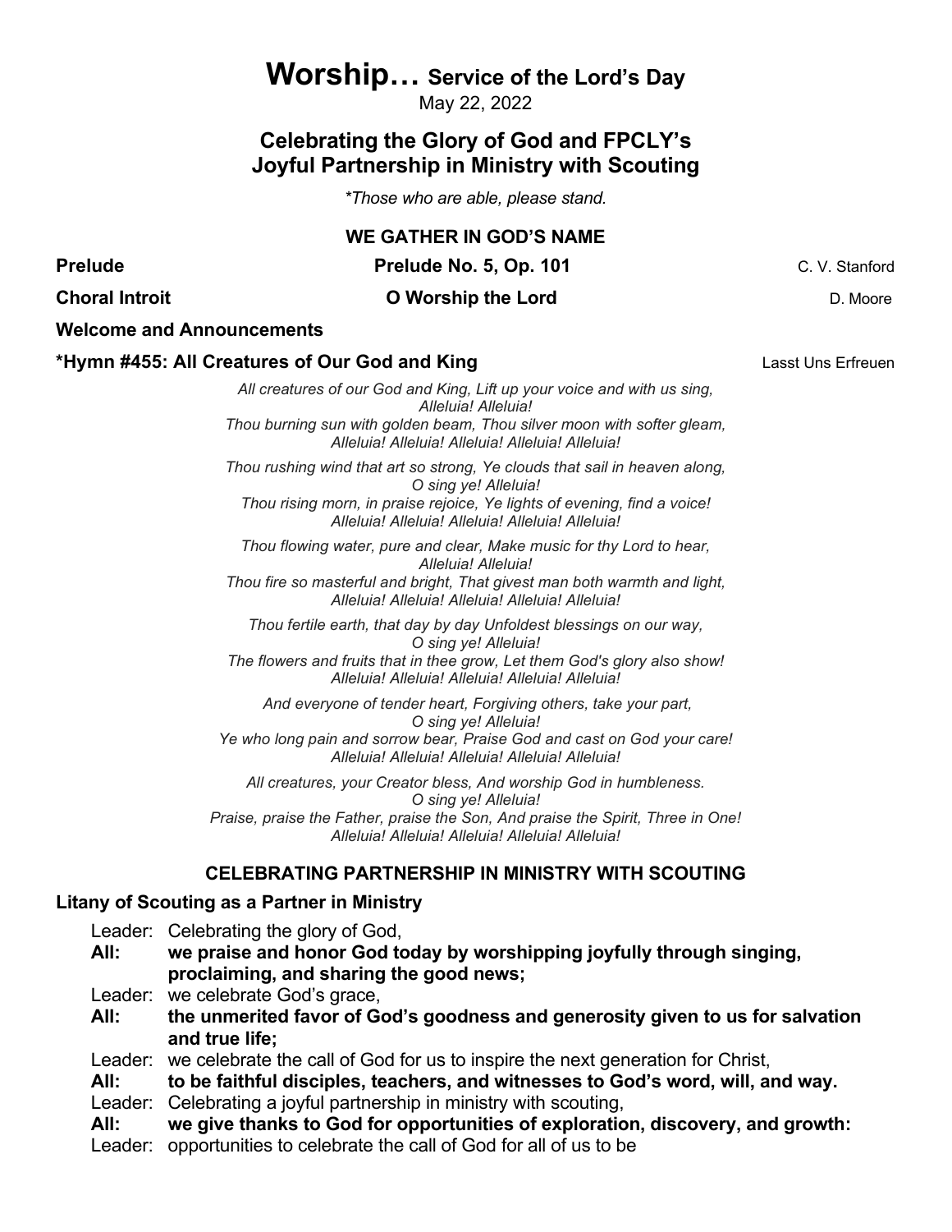# Worship… Service of the Lord's Day

May 22, 2022

## Celebrating the Glory of God and FPCLY's Joyful Partnership in Ministry with Scouting

*\*Those who are able, please stand.*

### WE GATHER IN GOD'S NAME

**Prelude** — **Prelude No. 5, Op. 101** — C. V. Stanford

**Choral Introit** — **O Worship the Lord** — D. Moore

**Welcome and Announcements**

**\*Hymn #455: All Creatures of Our God and King** — Lasst Uns Erfreuen

*All creatures of our God and King, Lift up your voice and with us sing,*
*Alleluia! Alleluia!*
*Thou burning sun with golden beam, Thou silver moon with softer gleam,*
*Alleluia! Alleluia! Alleluia! Alleluia! Alleluia!*

*Thou rushing wind that art so strong, Ye clouds that sail in heaven along,*
*O sing ye! Alleluia!*
*Thou rising morn, in praise rejoice, Ye lights of evening, find a voice!*
*Alleluia! Alleluia! Alleluia! Alleluia! Alleluia!*

*Thou flowing water, pure and clear, Make music for thy Lord to hear,*
*Alleluia! Alleluia!*
*Thou fire so masterful and bright, That givest man both warmth and light,*
*Alleluia! Alleluia! Alleluia! Alleluia! Alleluia!*

*Thou fertile earth, that day by day Unfoldest blessings on our way,*
*O sing ye! Alleluia!*
*The flowers and fruits that in thee grow, Let them God's glory also show!*
*Alleluia! Alleluia! Alleluia! Alleluia! Alleluia!*

*And everyone of tender heart, Forgiving others, take your part,*
*O sing ye! Alleluia!*
*Ye who long pain and sorrow bear, Praise God and cast on God your care!*
*Alleluia! Alleluia! Alleluia! Alleluia! Alleluia!*

*All creatures, your Creator bless, And worship God in humbleness.*
*O sing ye! Alleluia!*
*Praise, praise the Father, praise the Son, And praise the Spirit, Three in One!*
*Alleluia! Alleluia! Alleluia! Alleluia! Alleluia!*

### CELEBRATING PARTNERSHIP IN MINISTRY WITH SCOUTING

**Litany of Scouting as a Partner in Ministry**

Leader: Celebrating the glory of God,
**All: we praise and honor God today by worshipping joyfully through singing, proclaiming, and sharing the good news;**
Leader: we celebrate God's grace,
**All: the unmerited favor of God's goodness and generosity given to us for salvation and true life;**
Leader: we celebrate the call of God for us to inspire the next generation for Christ,
**All: to be faithful disciples, teachers, and witnesses to God's word, will, and way.**
Leader: Celebrating a joyful partnership in ministry with scouting,
**All: we give thanks to God for opportunities of exploration, discovery, and growth:**
Leader: opportunities to celebrate the call of God for all of us to be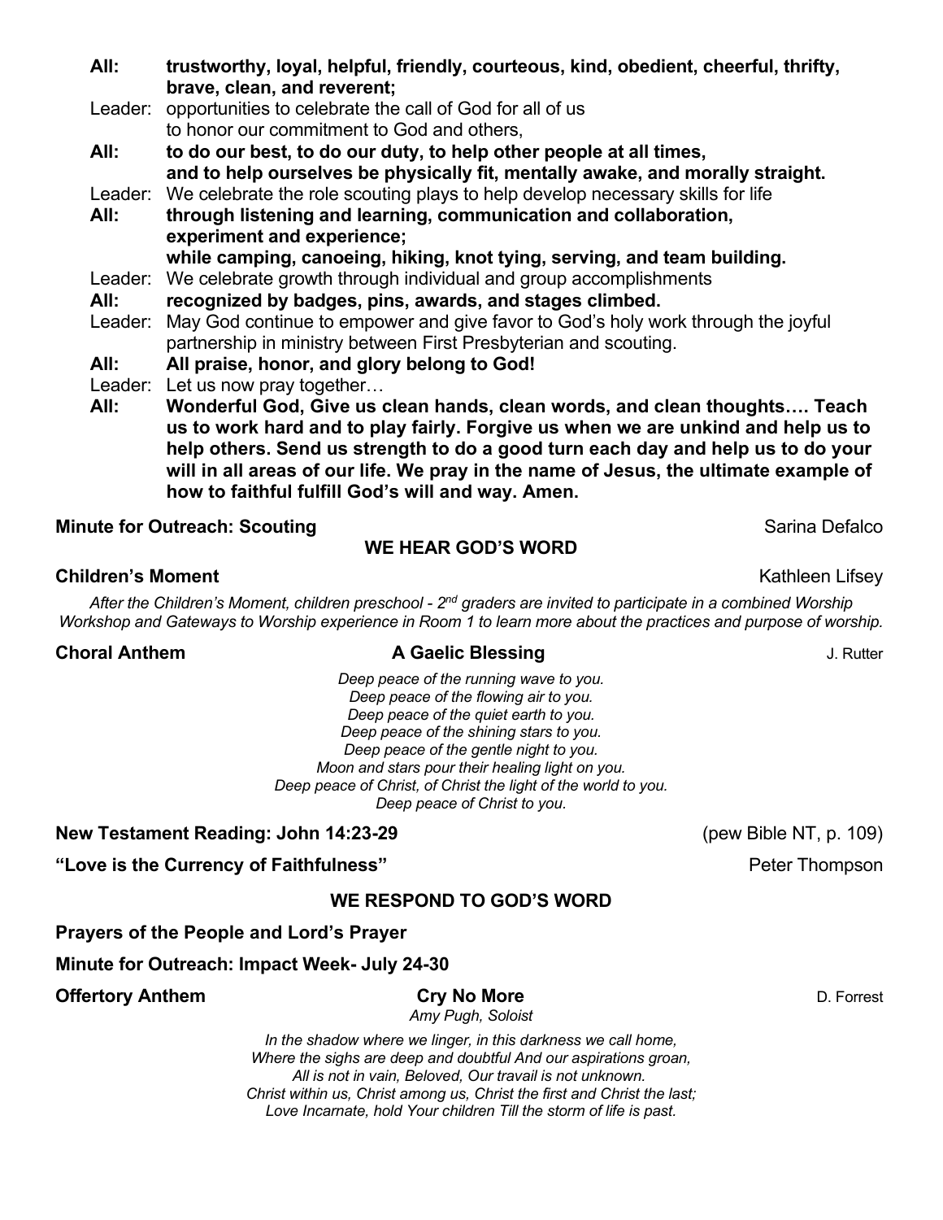**All:** **trustworthy, loyal, helpful, friendly, courteous, kind, obedient, cheerful, thrifty, brave, clean, and reverent;**

Leader: opportunities to celebrate the call of God for all of us to honor our commitment to God and others,

**All:** **to do our best, to do our duty, to help other people at all times, and to help ourselves be physically fit, mentally awake, and morally straight.**

Leader: We celebrate the role scouting plays to help develop necessary skills for life

**All:** **through listening and learning, communication and collaboration, experiment and experience; while camping, canoeing, hiking, knot tying, serving, and team building.**

Leader: We celebrate growth through individual and group accomplishments

**All:** **recognized by badges, pins, awards, and stages climbed.**

Leader: May God continue to empower and give favor to God's holy work through the joyful partnership in ministry between First Presbyterian and scouting.

**All:** **All praise, honor, and glory belong to God!**

Leader: Let us now pray together…

**All:** **Wonderful God, Give us clean hands, clean words, and clean thoughts…. Teach us to work hard and to play fairly. Forgive us when we are unkind and help us to help others. Send us strength to do a good turn each day and help us to do your will in all areas of our life. We pray in the name of Jesus, the ultimate example of how to faithful fulfill God's will and way. Amen.**

**Minute for Outreach: Scouting** Sarina Defalco

## WE HEAR GOD'S WORD

**Children's Moment** Kathleen Lifsey

*After the Children's Moment, children preschool - 2nd graders are invited to participate in a combined Worship Workshop and Gateways to Worship experience in Room 1 to learn more about the practices and purpose of worship.*

**Choral Anthem** **A Gaelic Blessing** J. Rutter

*Deep peace of the running wave to you.*
*Deep peace of the flowing air to you.*
*Deep peace of the quiet earth to you.*
*Deep peace of the shining stars to you.*
*Deep peace of the gentle night to you.*
*Moon and stars pour their healing light on you.*
*Deep peace of Christ, of Christ the light of the world to you.*
*Deep peace of Christ to you.*

**New Testament Reading: John 14:23-29** (pew Bible NT, p. 109)

**"Love is the Currency of Faithfulness"** Peter Thompson

## WE RESPOND TO GOD'S WORD

**Prayers of the People and Lord's Prayer**

**Minute for Outreach: Impact Week- July 24-30**

**Offertory Anthem** **Cry No More** D. Forrest

*Amy Pugh, Soloist*

*In the shadow where we linger, in this darkness we call home,*
*Where the sighs are deep and doubtful And our aspirations groan,*
*All is not in vain, Beloved, Our travail is not unknown.*
*Christ within us, Christ among us, Christ the first and Christ the last;*
*Love Incarnate, hold Your children Till the storm of life is past.*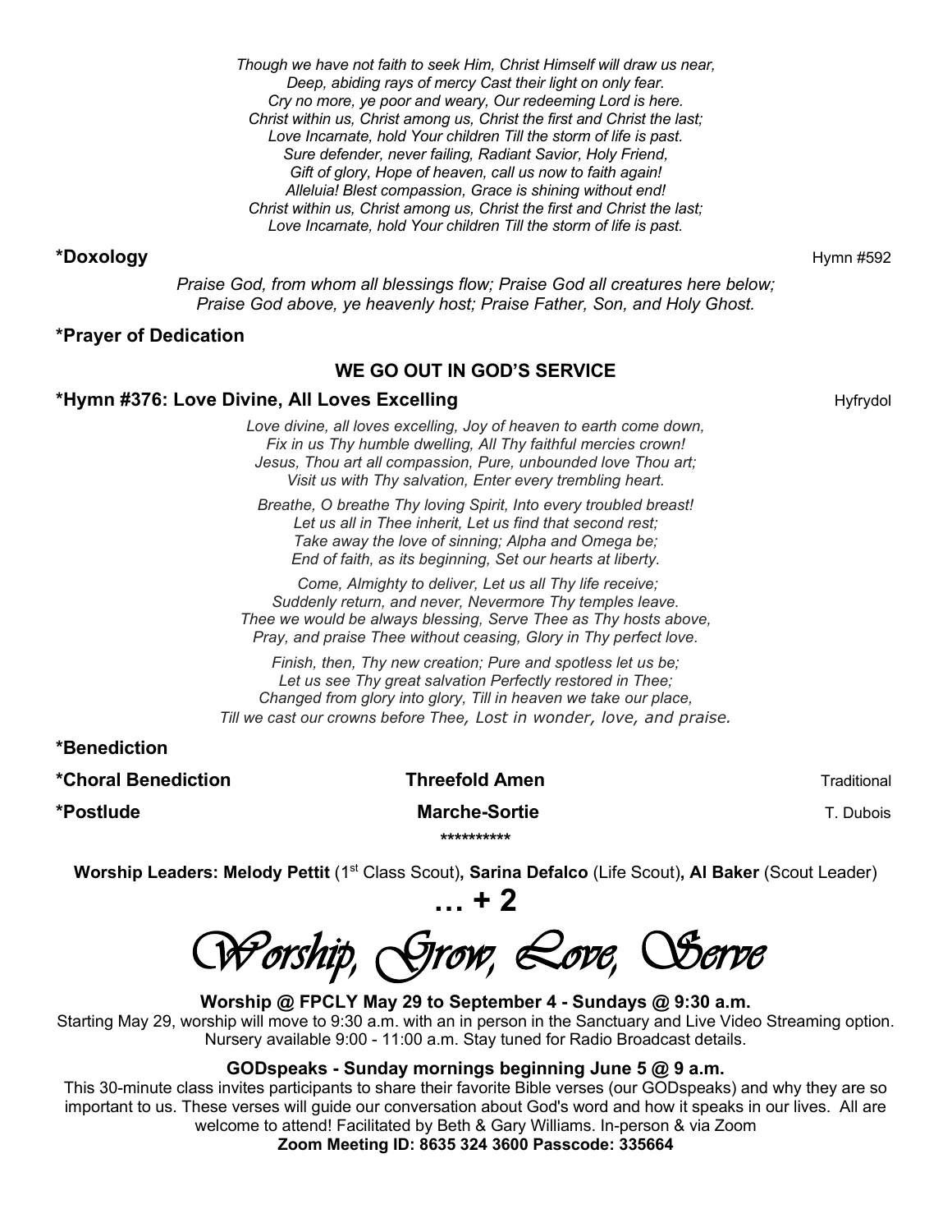*Though we have not faith to seek Him, Christ Himself will draw us near,*
*Deep, abiding rays of mercy Cast their light on only fear.*
*Cry no more, ye poor and weary, Our redeeming Lord is here.*
*Christ within us, Christ among us, Christ the first and Christ the last;*
*Love Incarnate, hold Your children Till the storm of life is past.*
*Sure defender, never failing, Radiant Savior, Holy Friend,*
*Gift of glory, Hope of heaven, call us now to faith again!*
*Alleluia! Blest compassion, Grace is shining without end!*
*Christ within us, Christ among us, Christ the first and Christ the last;*
*Love Incarnate, hold Your children Till the storm of life is past.*

**\*Doxology** Hymn #592

*Praise God, from whom all blessings flow; Praise God all creatures here below;*
*Praise God above, ye heavenly host; Praise Father, Son, and Holy Ghost.*

**\*Prayer of Dedication**

## WE GO OUT IN GOD'S SERVICE

**\*Hymn #376: Love Divine, All Loves Excelling** Hyfrydol

*Love divine, all loves excelling, Joy of heaven to earth come down,*
*Fix in us Thy humble dwelling, All Thy faithful mercies crown!*
*Jesus, Thou art all compassion, Pure, unbounded love Thou art;*
*Visit us with Thy salvation, Enter every trembling heart.*

*Breathe, O breathe Thy loving Spirit, Into every troubled breast!*
*Let us all in Thee inherit, Let us find that second rest;*
*Take away the love of sinning; Alpha and Omega be;*
*End of faith, as its beginning, Set our hearts at liberty.*

*Come, Almighty to deliver, Let us all Thy life receive;*
*Suddenly return, and never, Nevermore Thy temples leave.*
*Thee we would be always blessing, Serve Thee as Thy hosts above,*
*Pray, and praise Thee without ceasing, Glory in Thy perfect love.*

*Finish, then, Thy new creation; Pure and spotless let us be;*
*Let us see Thy great salvation Perfectly restored in Thee;*
*Changed from glory into glory, Till in heaven we take our place,*
*Till we cast our crowns before Thee, Lost in wonder, love, and praise.*

**\*Benediction**

**\*Choral Benediction** **Threefold Amen** Traditional

**\*Postlude** **Marche-Sortie** T. Dubois

\*\*\*\*\*\*\*\*\*\*

**Worship Leaders: Melody Pettit** (1st Class Scout)**, Sarina Defalco** (Life Scout)**, Al Baker** (Scout Leader)

**… + 2**

# *Worship, Grow, Love, Serve*

**Worship @ FPCLY May 29 to September 4 - Sundays @ 9:30 a.m.**
Starting May 29, worship will move to 9:30 a.m. with an in person in the Sanctuary and Live Video Streaming option. Nursery available 9:00 - 11:00 a.m. Stay tuned for Radio Broadcast details.

**GODspeaks - Sunday mornings beginning June 5 @ 9 a.m.**
This 30-minute class invites participants to share their favorite Bible verses (our GODspeaks) and why they are so important to us. These verses will guide our conversation about God's word and how it speaks in our lives. All are welcome to attend! Facilitated by Beth & Gary Williams. In-person & via Zoom
**Zoom Meeting ID: 8635 324 3600 Passcode: 335664**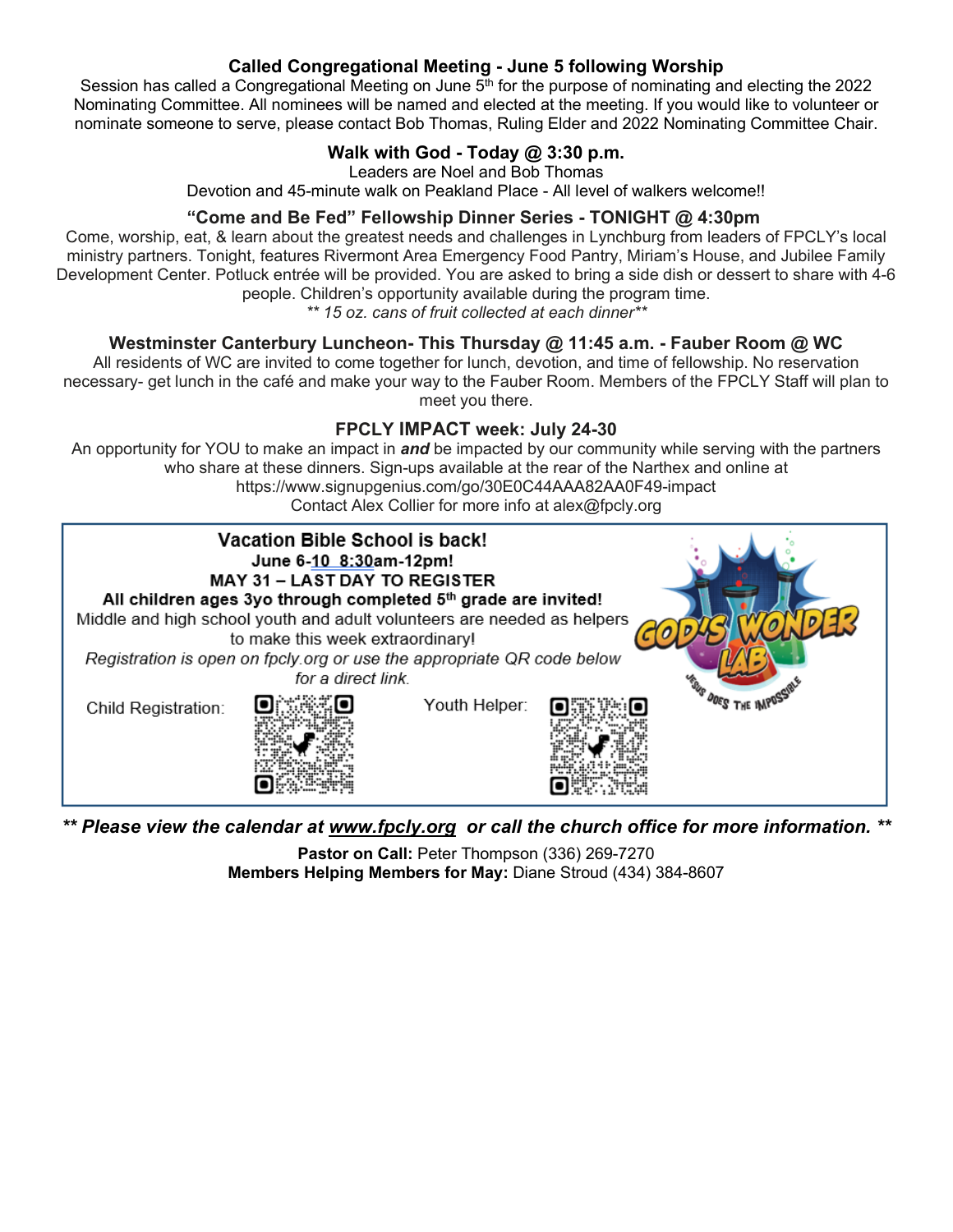### Called Congregational Meeting - June 5 following Worship

Session has called a Congregational Meeting on June 5th for the purpose of nominating and electing the 2022 Nominating Committee. All nominees will be named and elected at the meeting. If you would like to volunteer or nominate someone to serve, please contact Bob Thomas, Ruling Elder and 2022 Nominating Committee Chair.

### Walk with God - Today @ 3:30 p.m.

Leaders are Noel and Bob Thomas

Devotion and 45-minute walk on Peakland Place - All level of walkers welcome!!

### "Come and Be Fed" Fellowship Dinner Series - TONIGHT @ 4:30pm

Come, worship, eat, & learn about the greatest needs and challenges in Lynchburg from leaders of FPCLY's local ministry partners. Tonight, features Rivermont Area Emergency Food Pantry, Miriam's House, and Jubilee Family Development Center. Potluck entrée will be provided. You are asked to bring a side dish or dessert to share with 4-6 people. Children's opportunity available during the program time.

*** 15 oz. cans of fruit collected at each dinner***

### Westminster Canterbury Luncheon- This Thursday @ 11:45 a.m. - Fauber Room @ WC

All residents of WC are invited to come together for lunch, devotion, and time of fellowship. No reservation necessary- get lunch in the café and make your way to the Fauber Room. Members of the FPCLY Staff will plan to meet you there.

### FPCLY IMPACT week: July 24-30

An opportunity for YOU to make an impact in ***and*** be impacted by our community while serving with the partners who share at these dinners. Sign-ups available at the rear of the Narthex and online at https://www.signupgenius.com/go/30E0C44AAA82AA0F49-impact

Contact Alex Collier for more info at alex@fpcly.org

---

**Vacation Bible School is back!**

**June 6-10 8:30am-12pm!**

**MAY 31 – LAST DAY TO REGISTER**

**All children ages 3yo through completed 5th grade are invited!**

Middle and high school youth and adult volunteers are needed as helpers to make this week extraordinary!

*Registration is open on fpcly.org or use the appropriate QR code below for a direct link.*

Child Registration:

Youth Helper:

GOD'S WONDER LAB — JESUS DOES THE IMPOSSIBLE

---

***** Please view the calendar at www.fpcly.org or call the church office for more information. *****

**Pastor on Call:** Peter Thompson (336) 269-7270

**Members Helping Members for May:** Diane Stroud (434) 384-8607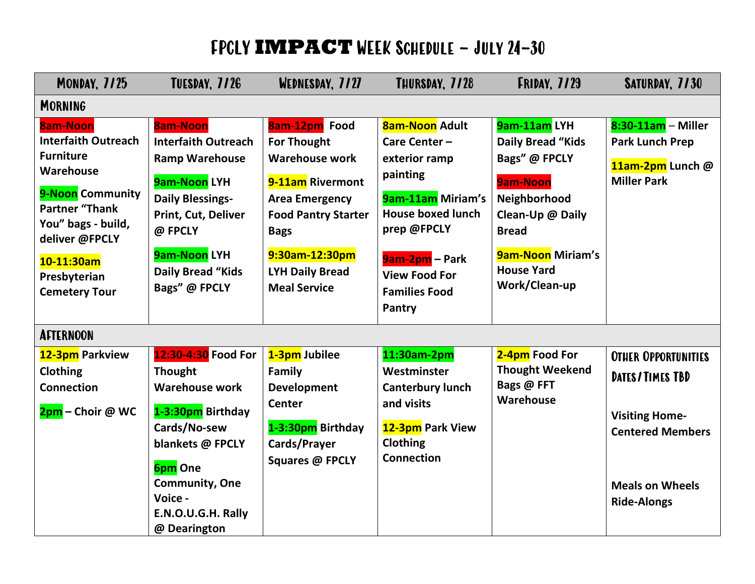# FPCLY **IMPACT** Week Schedule – July 24-30

| Monday, 7/25 | Tuesday, 7/26 | Wednesday, 7/27 | Thursday, 7/28 | Friday, 7/29 | Saturday, 7/30 |
|---|---|---|---|---|---|
| **Morning** | | | | | |
| **8am-Noon Interfaith Outreach Furniture Warehouse**<br><br>**9-Noon Community Partner "Thank You" bags - build, deliver @FPCLY**<br><br>**10-11:30am Presbyterian Cemetery Tour** | **8am-Noon Interfaith Outreach Ramp Warehouse**<br><br>**9am-Noon LYH Daily Blessings- Print, Cut, Deliver @ FPCLY**<br><br>**9am-Noon LYH Daily Bread "Kids Bags" @ FPCLY** | **8am-12pm Food For Thought Warehouse work**<br><br>**9-11am Rivermont Area Emergency Food Pantry Starter Bags**<br><br>**9:30am-12:30pm LYH Daily Bread Meal Service** | **8am-Noon Adult Care Center – exterior ramp painting**<br><br>**9am-11am Miriam's House boxed lunch prep @FPCLY**<br><br>**9am-2pm – Park View Food For Families Food Pantry** | **9am-11am LYH Daily Bread "Kids Bags" @ FPCLY**<br><br>**9am-Noon Neighborhood Clean-Up @ Daily Bread**<br><br>**9am-Noon Miriam's House Yard Work/Clean-up** | **8:30-11am – Miller Park Lunch Prep**<br><br>**11am-2pm Lunch @ Miller Park** |
| **Afternoon** | | | | | |
| **12-3pm Parkview Clothing Connection**<br><br>**2pm – Choir @ WC** | **12:30-4:30 Food For Thought Warehouse work**<br><br>**1-3:30pm Birthday Cards/No-sew blankets @ FPCLY**<br><br>**6pm One Community, One Voice - E.N.O.U.G.H. Rally @ Dearington** | **1-3pm Jubilee Family Development Center**<br><br>**1-3:30pm Birthday Cards/Prayer Squares @ FPCLY** | **11:30am-2pm Westminster Canterbury lunch and visits**<br><br>**12-3pm Park View Clothing Connection** | **2-4pm Food For Thought Weekend Bags @ FFT Warehouse** | **Other Opportunities Dates/Times TBD**<br><br>**Visiting Home-Centered Members**<br><br>**Meals on Wheels Ride-Alongs** |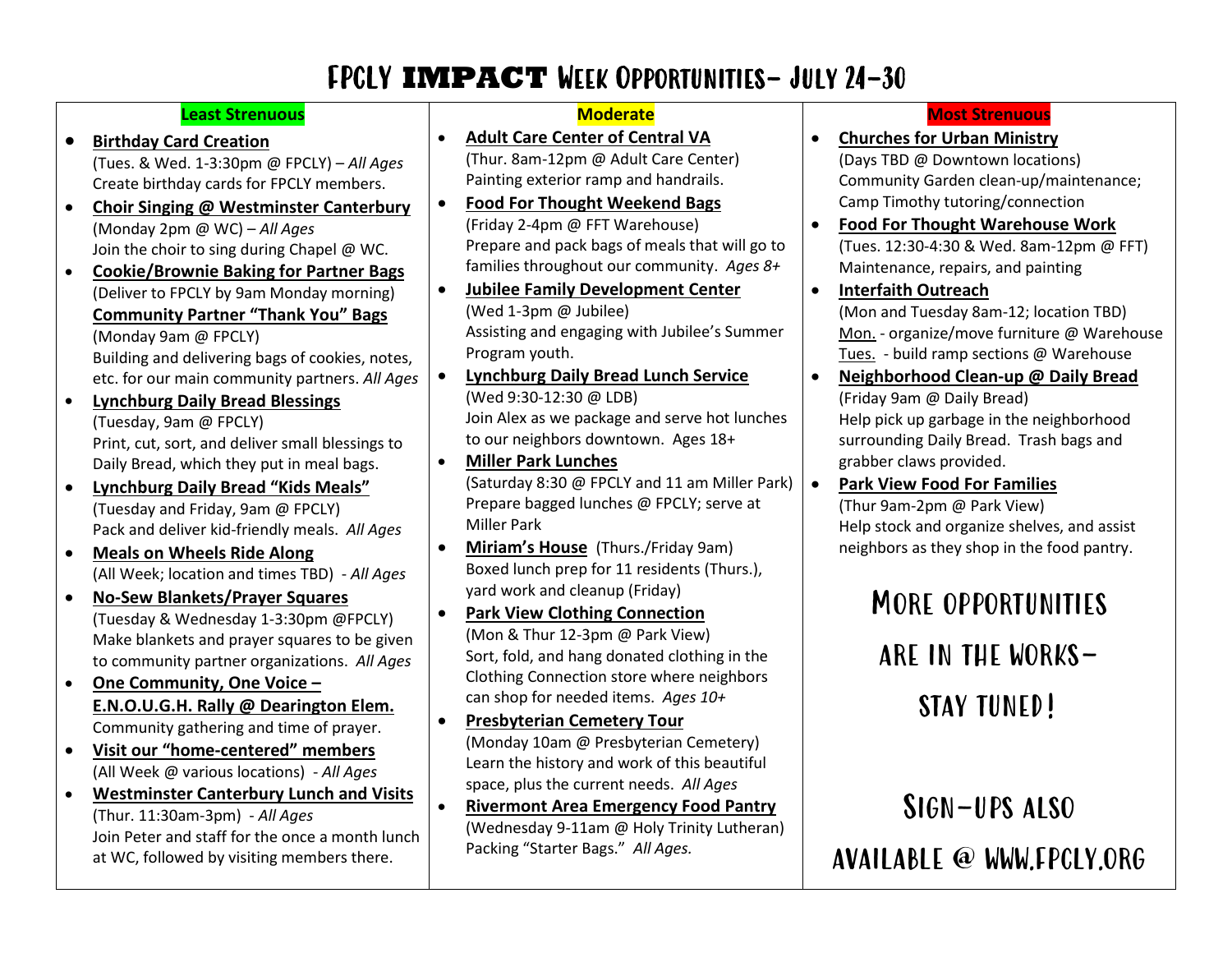# FPCLY **IMPACT** Week Opportunities- July 24-30

## Least Strenuous

- **Birthday Card Creation**
  (Tues. & Wed. 1-3:30pm @ FPCLY) – *All Ages*
  Create birthday cards for FPCLY members.
- **Choir Singing @ Westminster Canterbury**
  (Monday 2pm @ WC) – *All Ages*
  Join the choir to sing during Chapel @ WC.
- **Cookie/Brownie Baking for Partner Bags**
  (Deliver to FPCLY by 9am Monday morning)
  **Community Partner "Thank You" Bags**
  (Monday 9am @ FPCLY)
  Building and delivering bags of cookies, notes, etc. for our main community partners. *All Ages*
- **Lynchburg Daily Bread Blessings**
  (Tuesday, 9am @ FPCLY)
  Print, cut, sort, and deliver small blessings to Daily Bread, which they put in meal bags.
- **Lynchburg Daily Bread "Kids Meals"**
  (Tuesday and Friday, 9am @ FPCLY)
  Pack and deliver kid-friendly meals. *All Ages*
- **Meals on Wheels Ride Along**
  (All Week; location and times TBD) - *All Ages*
- **No-Sew Blankets/Prayer Squares**
  (Tuesday & Wednesday 1-3:30pm @FPCLY)
  Make blankets and prayer squares to be given to community partner organizations. *All Ages*
- **One Community, One Voice – E.N.O.U.G.H. Rally @ Dearington Elem.**
  Community gathering and time of prayer.
- **Visit our "home-centered" members**
  (All Week @ various locations) - *All Ages*
- **Westminster Canterbury Lunch and Visits**
  (Thur. 11:30am-3pm) - *All Ages*
  Join Peter and staff for the once a month lunch at WC, followed by visiting members there.

## Moderate

- **Adult Care Center of Central VA**
  (Thur. 8am-12pm @ Adult Care Center)
  Painting exterior ramp and handrails.
- **Food For Thought Weekend Bags**
  (Friday 2-4pm @ FFT Warehouse)
  Prepare and pack bags of meals that will go to families throughout our community. *Ages 8+*
- **Jubilee Family Development Center**
  (Wed 1-3pm @ Jubilee)
  Assisting and engaging with Jubilee's Summer Program youth.
- **Lynchburg Daily Bread Lunch Service**
  (Wed 9:30-12:30 @ LDB)
  Join Alex as we package and serve hot lunches to our neighbors downtown. Ages 18+
- **Miller Park Lunches**
  (Saturday 8:30 @ FPCLY and 11 am Miller Park)
  Prepare bagged lunches @ FPCLY; serve at Miller Park
- **Miriam's House** (Thurs./Friday 9am)
  Boxed lunch prep for 11 residents (Thurs.), yard work and cleanup (Friday)
- **Park View Clothing Connection**
  (Mon & Thur 12-3pm @ Park View)
  Sort, fold, and hang donated clothing in the Clothing Connection store where neighbors can shop for needed items. *Ages 10+*
- **Presbyterian Cemetery Tour**
  (Monday 10am @ Presbyterian Cemetery)
  Learn the history and work of this beautiful space, plus the current needs. *All Ages*
- **Rivermont Area Emergency Food Pantry**
  (Wednesday 9-11am @ Holy Trinity Lutheran)
  Packing "Starter Bags." *All Ages.*

## Most Strenuous

- **Churches for Urban Ministry**
  (Days TBD @ Downtown locations)
  Community Garden clean-up/maintenance; Camp Timothy tutoring/connection
- **Food For Thought Warehouse Work**
  (Tues. 12:30-4:30 & Wed. 8am-12pm @ FFT)
  Maintenance, repairs, and painting
- **Interfaith Outreach**
  (Mon and Tuesday 8am-12; location TBD)
  Mon. - organize/move furniture @ Warehouse
  Tues. - build ramp sections @ Warehouse
- **Neighborhood Clean-up @ Daily Bread**
  (Friday 9am @ Daily Bread)
  Help pick up garbage in the neighborhood surrounding Daily Bread. Trash bags and grabber claws provided.
- **Park View Food For Families**
  (Thur 9am-2pm @ Park View)
  Help stock and organize shelves, and assist neighbors as they shop in the food pantry.

More opportunities are in the works- stay tuned!

Sign-ups also available @ www.fpcly.org